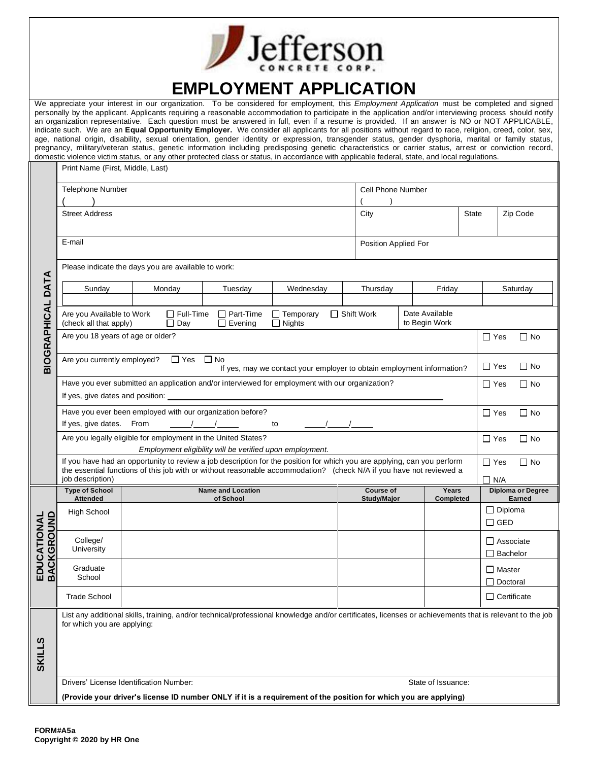Jefferson CONCRETE CORP.

# EMPLOYMENT APPLICATION

We appreciate your interest in our organization. To be considered for employment, this *Employment Application* must be completed and signed personally by the applicant. Applicants requiring a reasonable accommodation to participate in the application and/or interviewing process should notify an organization representative. Each question must be answered in full, even if a resume is provided. If an answer is NO or NOT APPLICABLE, indicate such. We are an **Equal Opportunity Employer.** We consider all applicants for all positions without regard to race, religion, creed, color, sex, age, national origin, disability, sexual orientation, gender identity or expression, transgender status, gender dysphoria, marital or family status, pregnancy, military/veteran status, genetic information including predisposing genetic characteristics or carrier status, arrest or conviction record, domestic violence victim status, or any other protected class or status, in accordance with applicable federal, state, and local regulations.

## BIOGRAPHICAL DATA

Print Name (First, Middle, Last)

| Telephone Number ( ) | Cell Phone Number ( ) | | |
|---|---|---|---|
| Street Address | City | State | Zip Code |
| E-mail | Position Applied For | | |

Please indicate the days you are available to work:

| Sunday | Monday | Tuesday | Wednesday | Thursday | Friday | Saturday |
|---|---|---|---|---|---|---|
| | | | | | | |

Are you Available to Work (check all that apply) ☐ Full-Time ☐ Day ☐ Part-Time ☐ Evening ☐ Temporary ☐ Nights ☐ Shift Work — Date Available to Begin Work

Are you 18 years of age or older? ☐ Yes ☐ No

Are you currently employed? ☐ Yes ☐ No — If yes, may we contact your employer to obtain employment information? ☐ Yes ☐ No

Have you ever submitted an application and/or interviewed for employment with our organization? ☐ Yes ☐ No
If yes, give dates and position: ______

Have you ever been employed with our organization before? ☐ Yes ☐ No
If yes, give dates. From ___/___/___ to ___/___/___

Are you legally eligible for employment in the United States? ☐ Yes ☐ No
*Employment eligibility will be verified upon employment.*

If you have had an opportunity to review a job description for the position for which you are applying, can you perform the essential functions of this job with or without reasonable accommodation? (check N/A if you have not reviewed a job description) ☐ Yes ☐ No ☐ N/A

## EDUCATIONAL BACKGROUND

| Type of School Attended | Name and Location of School | Course of Study/Major | Years Completed | Diploma or Degree Earned |
|---|---|---|---|---|
| High School | | | | ☐ Diploma ☐ GED |
| College/ University | | | | ☐ Associate ☐ Bachelor |
| Graduate School | | | | ☐ Master ☐ Doctoral |
| Trade School | | | | ☐ Certificate |

## SKILLS

List any additional skills, training, and/or technical/professional knowledge and/or certificates, licenses or achievements that is relevant to the job for which you are applying:

Drivers' License Identification Number: State of Issuance:

**(Provide your driver's license ID number ONLY if it is a requirement of the position for which you are applying)**

**FORM#A5a**
**Copyright © 2020 by HR One**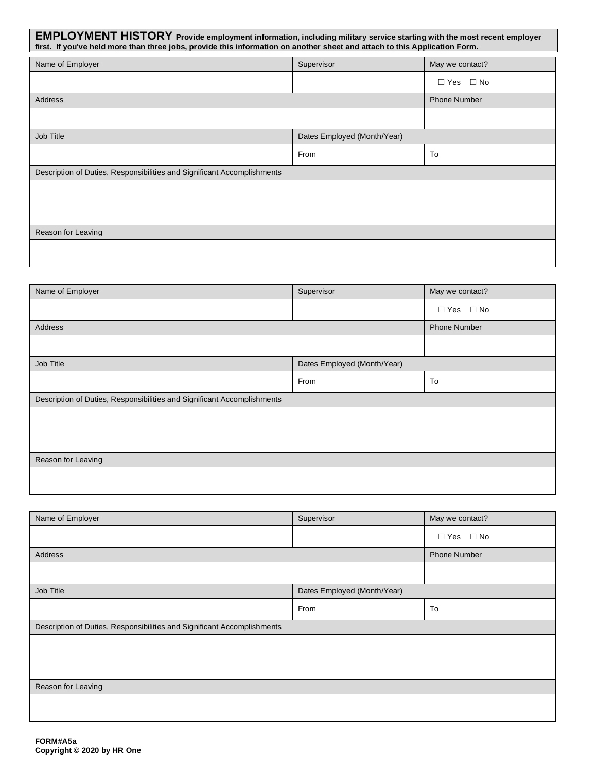## EMPLOYMENT HISTORY

**Provide employment information, including military service starting with the most recent employer first. If you've held more than three jobs, provide this information on another sheet and attach to this Application Form.**

| Name of Employer | Supervisor | May we contact? |
|---|---|---|
| | | ☐ Yes ☐ No |
| Address | | Phone Number |
| | | |
| Job Title | Dates Employed (Month/Year) | |
| | From | To |
| Description of Duties, Responsibilities and Significant Accomplishments | | |
| | | |
| Reason for Leaving | | |
| | | |

| Name of Employer | Supervisor | May we contact? |
|---|---|---|
| | | ☐ Yes ☐ No |
| Address | | Phone Number |
| | | |
| Job Title | Dates Employed (Month/Year) | |
| | From | To |
| Description of Duties, Responsibilities and Significant Accomplishments | | |
| | | |
| Reason for Leaving | | |
| | | |

| Name of Employer | Supervisor | May we contact? |
|---|---|---|
| | | ☐ Yes ☐ No |
| Address | | Phone Number |
| | | |
| Job Title | Dates Employed (Month/Year) | |
| | From | To |
| Description of Duties, Responsibilities and Significant Accomplishments | | |
| | | |
| Reason for Leaving | | |
| | | |

**FORM#A5a**
**Copyright © 2020 by HR One**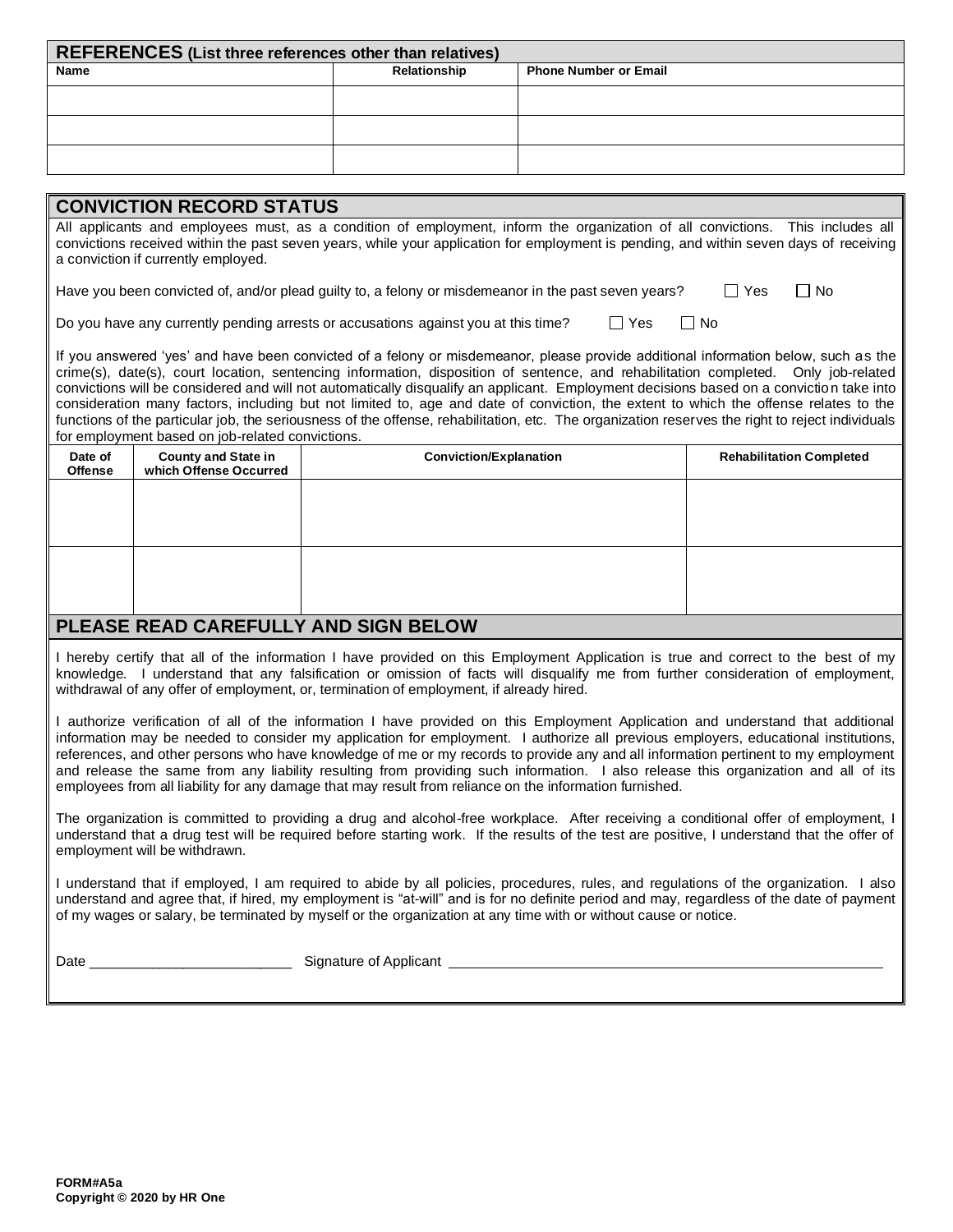## REFERENCES (List three references other than relatives)

| Name | Relationship | Phone Number or Email |
|---|---|---|
| | | |
| | | |
| | | |

## CONVICTION RECORD STATUS

All applicants and employees must, as a condition of employment, inform the organization of all convictions. This includes all convictions received within the past seven years, while your application for employment is pending, and within seven days of receiving a conviction if currently employed.

Have you been convicted of, and/or plead guilty to, a felony or misdemeanor in the past seven years? ☐ Yes ☐ No

Do you have any currently pending arrests or accusations against you at this time? ☐ Yes ☐ No

If you answered 'yes' and have been convicted of a felony or misdemeanor, please provide additional information below, such as the crime(s), date(s), court location, sentencing information, disposition of sentence, and rehabilitation completed. Only job-related convictions will be considered and will not automatically disqualify an applicant. Employment decisions based on a conviction take into consideration many factors, including but not limited to, age and date of conviction, the extent to which the offense relates to the functions of the particular job, the seriousness of the offense, rehabilitation, etc. The organization reserves the right to reject individuals for employment based on job-related convictions.

| Date of Offense | County and State in which Offense Occurred | Conviction/Explanation | Rehabilitation Completed |
|---|---|---|---|
| | | | |
| | | | |

## PLEASE READ CAREFULLY AND SIGN BELOW

I hereby certify that all of the information I have provided on this Employment Application is true and correct to the best of my knowledge. I understand that any falsification or omission of facts will disqualify me from further consideration of employment, withdrawal of any offer of employment, or, termination of employment, if already hired.

I authorize verification of all of the information I have provided on this Employment Application and understand that additional information may be needed to consider my application for employment. I authorize all previous employers, educational institutions, references, and other persons who have knowledge of me or my records to provide any and all information pertinent to my employment and release the same from any liability resulting from providing such information. I also release this organization and all of its employees from all liability for any damage that may result from reliance on the information furnished.

The organization is committed to providing a drug and alcohol-free workplace. After receiving a conditional offer of employment, I understand that a drug test will be required before starting work. If the results of the test are positive, I understand that the offer of employment will be withdrawn.

I understand that if employed, I am required to abide by all policies, procedures, rules, and regulations of the organization. I also understand and agree that, if hired, my employment is "at-will" and is for no definite period and may, regardless of the date of payment of my wages or salary, be terminated by myself or the organization at any time with or without cause or notice.

Date __________________________ Signature of Applicant ____________________________________________________________

**FORM#A5a**
**Copyright © 2020 by HR One**